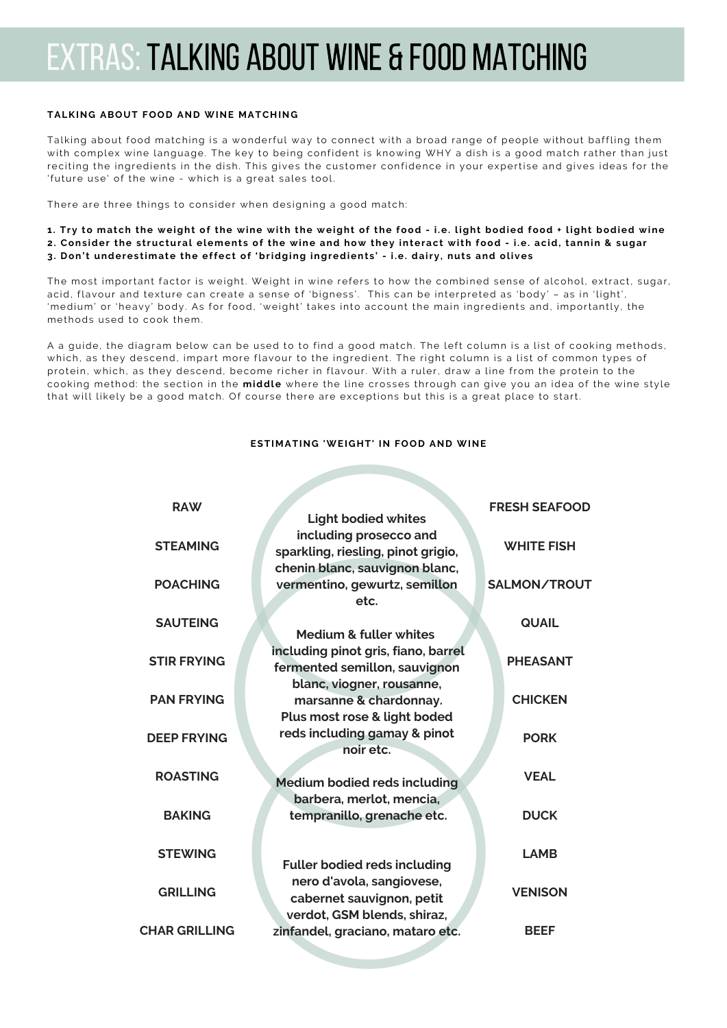# EXTRAS: TALKING ABOUT WINE & FOOD MATCHING

**TALKING ABOUT FOOD AND WINE MATCHING**

Talking about food matching is a wonderful way to connect with a broad range of people without baffling them with complex wine language. The key to being confident is knowing WHY a dish is a good match rather than just reciting the ingredients in the dish. This gives the customer confidence in your expertise and gives ideas for the 'future use' of the wine - which is a great sales tool.

There are three things to consider when designing a good match:

1. **Try to match the weight of the wine with the weight of the food - i.e. light bodied food + light bodied wine**
2. **Consider the structural elements of the wine and how they interact with food - i.e. acid, tannin & sugar**
3. **Don't underestimate the effect of 'bridging ingredients' - i.e. dairy, nuts and olives**

The most important factor is weight. Weight in wine refers to how the combined sense of alcohol, extract, sugar, acid, flavour and texture can create a sense of 'bigness'. This can be interpreted as 'body' – as in 'light', 'medium' or 'heavy' body. As for food, 'weight' takes into account the main ingredients and, importantly, the methods used to cook them.

A a guide, the diagram below can be used to to find a good match. The left column is a list of cooking methods, which, as they descend, impart more flavour to the ingredient. The right column is a list of common types of protein, which, as they descend, become richer in flavour. With a ruler, draw a line from the protein to the cooking method: the section in the **middle** where the line crosses through can give you an idea of the wine style that will likely be a good match. Of course there are exceptions but this is a great place to start.

**ESTIMATING 'WEIGHT' IN FOOD AND WINE**

| Cooking method | Wine style | Protein |
|---|---|---|
| **RAW** | **Light bodied whites including prosecco and sparkling, riesling, pinot grigio, chenin blanc, sauvignon blanc, vermentino, gewurtz, semillon etc.** | **FRESH SEAFOOD** |
| **STEAMING** | | **WHITE FISH** |
| **POACHING** | | **SALMON/TROUT** |
| **SAUTEING** | **Medium & fuller whites including pinot gris, fiano, barrel fermented semillon, sauvignon blanc, viogner, rousanne, marsanne & chardonnay. Plus most rose & light boded reds including gamay & pinot noir etc.** | **QUAIL** |
| **STIR FRYING** | | **PHEASANT** |
| **PAN FRYING** | | **CHICKEN** |
| **DEEP FRYING** | | **PORK** |
| **ROASTING** | **Medium bodied reds including barbera, merlot, mencia, tempranillo, grenache etc.** | **VEAL** |
| **BAKING** | | **DUCK** |
| **STEWING** | **Fuller bodied reds including nero d'avola, sangiovese, cabernet sauvignon, petit verdot, GSM blends, shiraz, zinfandel, graciano, mataro etc.** | **LAMB** |
| **GRILLING** | | **VENISON** |
| **CHAR GRILLING** | | **BEEF** |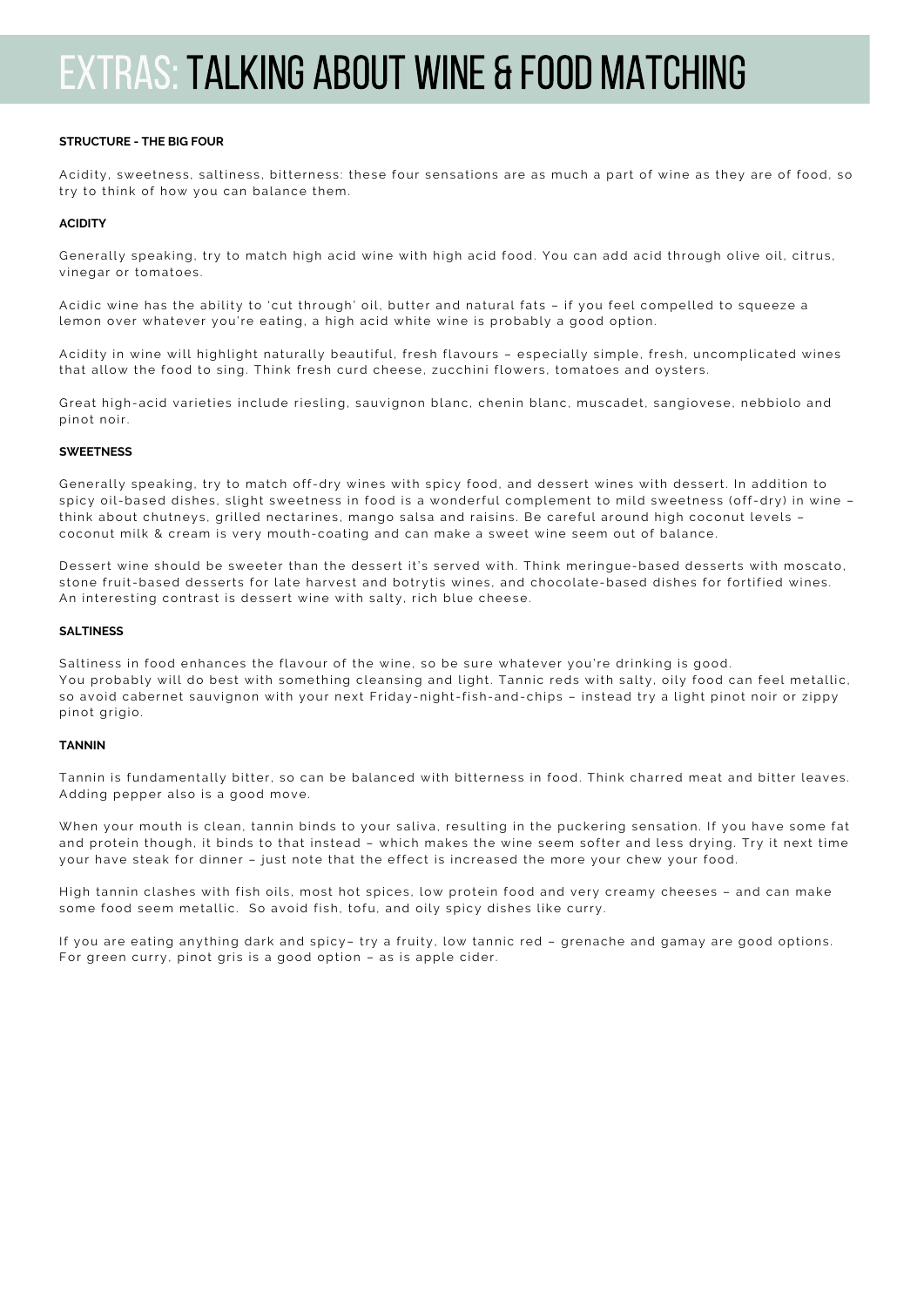# EXTRAS: TALKING ABOUT WINE & FOOD MATCHING

**STRUCTURE - THE BIG FOUR**

Acidity, sweetness, saltiness, bitterness: these four sensations are as much a part of wine as they are of food, so try to think of how you can balance them.

**ACIDITY**

Generally speaking, try to match high acid wine with high acid food. You can add acid through olive oil, citrus, vinegar or tomatoes.

Acidic wine has the ability to 'cut through' oil, butter and natural fats – if you feel compelled to squeeze a lemon over whatever you're eating, a high acid white wine is probably a good option.

Acidity in wine will highlight naturally beautiful, fresh flavours – especially simple, fresh, uncomplicated wines that allow the food to sing. Think fresh curd cheese, zucchini flowers, tomatoes and oysters.

Great high-acid varieties include riesling, sauvignon blanc, chenin blanc, muscadet, sangiovese, nebbiolo and pinot noir.

**SWEETNESS**

Generally speaking, try to match off-dry wines with spicy food, and dessert wines with dessert. In addition to spicy oil-based dishes, slight sweetness in food is a wonderful complement to mild sweetness (off-dry) in wine – think about chutneys, grilled nectarines, mango salsa and raisins. Be careful around high coconut levels – coconut milk & cream is very mouth-coating and can make a sweet wine seem out of balance.

Dessert wine should be sweeter than the dessert it's served with. Think meringue-based desserts with moscato, stone fruit-based desserts for late harvest and botrytis wines, and chocolate-based dishes for fortified wines. An interesting contrast is dessert wine with salty, rich blue cheese.

**SALTINESS**

Saltiness in food enhances the flavour of the wine, so be sure whatever you're drinking is good. You probably will do best with something cleansing and light. Tannic reds with salty, oily food can feel metallic, so avoid cabernet sauvignon with your next Friday-night-fish-and-chips – instead try a light pinot noir or zippy pinot grigio.

**TANNIN**

Tannin is fundamentally bitter, so can be balanced with bitterness in food. Think charred meat and bitter leaves. Adding pepper also is a good move.

When your mouth is clean, tannin binds to your saliva, resulting in the puckering sensation. If you have some fat and protein though, it binds to that instead – which makes the wine seem softer and less drying. Try it next time your have steak for dinner – just note that the effect is increased the more your chew your food.

High tannin clashes with fish oils, most hot spices, low protein food and very creamy cheeses – and can make some food seem metallic. So avoid fish, tofu, and oily spicy dishes like curry.

If you are eating anything dark and spicy– try a fruity, low tannic red – grenache and gamay are good options. For green curry, pinot gris is a good option – as is apple cider.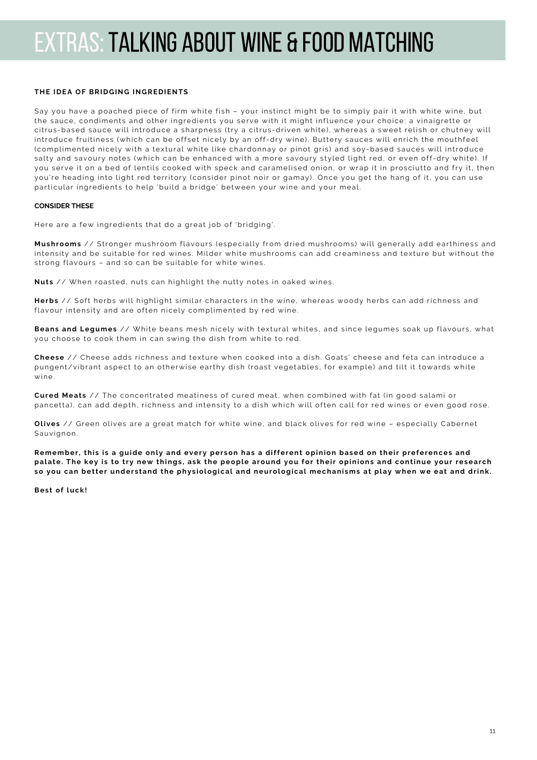# EXTRAS: TALKING ABOUT WINE & FOOD MATCHING

### THE IDEA OF BRIDGING INGREDIENTS

Say you have a poached piece of firm white fish – your instinct might be to simply pair it with white wine, but the sauce, condiments and other ingredients you serve with it might influence your choice: a vinaigrette or citrus-based sauce will introduce a sharpness (try a citrus-driven white), whereas a sweet relish or chutney will introduce fruitiness (which can be offset nicely by an off-dry wine). Buttery sauces will enrich the mouthfeel (complimented nicely with a textural white like chardonnay or pinot gris) and soy-based sauces will introduce salty and savoury notes (which can be enhanced with a more savoury styled light red, or even off-dry white). If you serve it on a bed of lentils cooked with speck and caramelised onion, or wrap it in prosciutto and fry it, then you're heading into light red territory (consider pinot noir or gamay). Once you get the hang of it, you can use particular ingredients to help 'build a bridge' between your wine and your meal.

### CONSIDER THESE

Here are a few ingredients that do a great job of 'bridging'.

**Mushrooms** // Stronger mushroom flavours (especially from dried mushrooms) will generally add earthiness and intensity and be suitable for red wines. Milder white mushrooms can add creaminess and texture but without the strong flavours – and so can be suitable for white wines.

**Nuts** // When roasted, nuts can highlight the nutty notes in oaked wines.

**Herbs** // Soft herbs will highlight similar characters in the wine, whereas woody herbs can add richness and flavour intensity and are often nicely complimented by red wine.

**Beans and Legumes** // White beans mesh nicely with textural whites, and since legumes soak up flavours, what you choose to cook them in can swing the dish from white to red.

**Cheese** // Cheese adds richness and texture when cooked into a dish. Goats' cheese and feta can introduce a pungent/vibrant aspect to an otherwise earthy dish (roast vegetables, for example) and tilt it towards white wine.

**Cured Meats** // The concentrated meatiness of cured meat, when combined with fat (in good salami or pancetta), can add depth, richness and intensity to a dish which will often call for red wines or even good rose.

**Olives** // Green olives are a great match for white wine, and black olives for red wine – especially Cabernet Sauvignon.

**Remember, this is a guide only and every person has a different opinion based on their preferences and palate. The key is to try new things, ask the people around you for their opinions and continue your research so you can better understand the physiological and neurological mechanisms at play when we eat and drink.**

**Best of luck!**